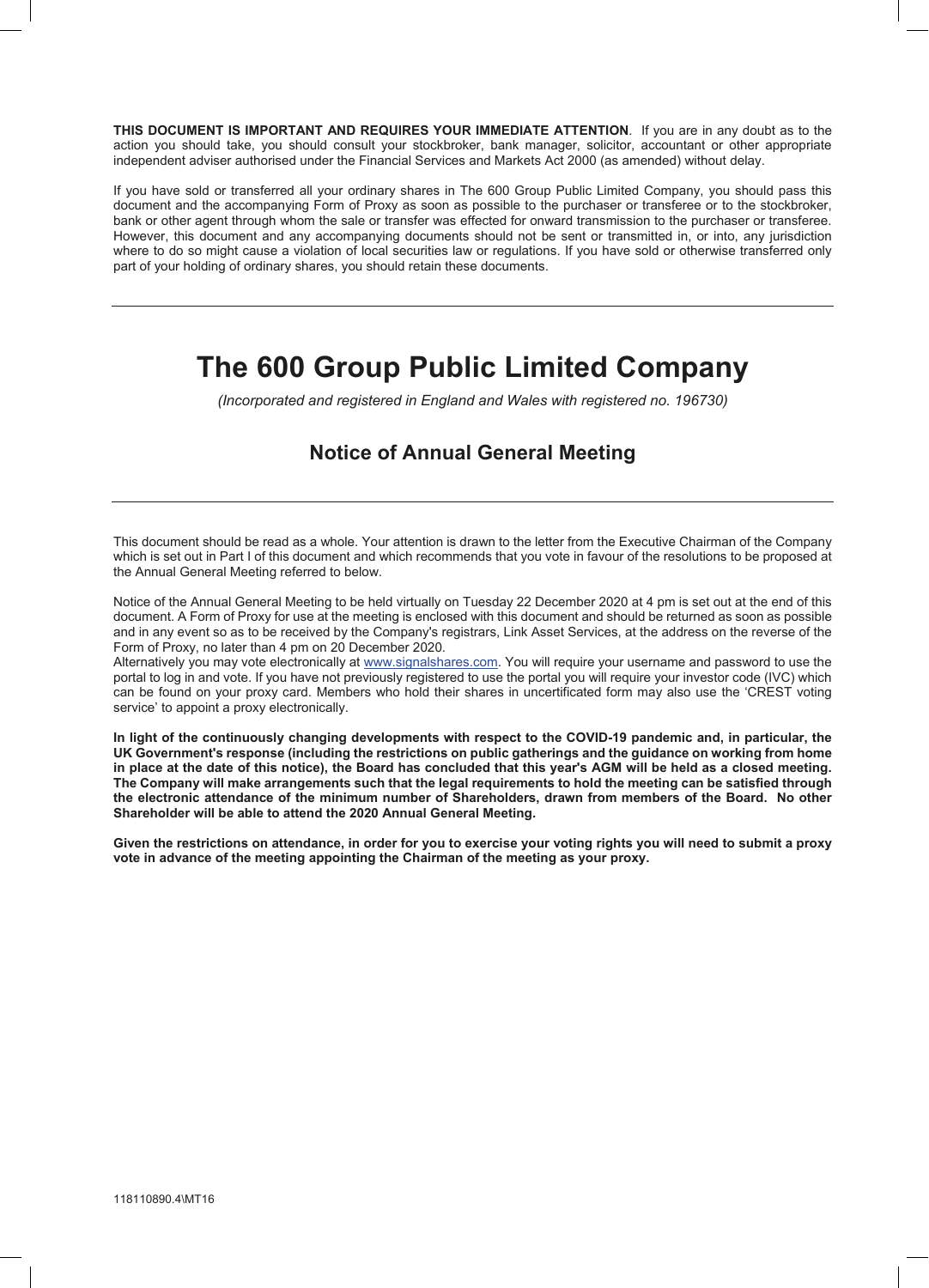**THIS DOCUMENT IS IMPORTANT AND REQUIRES YOUR IMMEDIATE ATTENTION**. If you are in any doubt as to the action you should take, you should consult your stockbroker, bank manager, solicitor, accountant or other appropriate independent adviser authorised under the Financial Services and Markets Act 2000 (as amended) without delay.

If you have sold or transferred all your ordinary shares in The 600 Group Public Limited Company, you should pass this document and the accompanying Form of Proxy as soon as possible to the purchaser or transferee or to the stockbroker, bank or other agent through whom the sale or transfer was effected for onward transmission to the purchaser or transferee. However, this document and any accompanying documents should not be sent or transmitted in, or into, any jurisdiction where to do so might cause a violation of local securities law or regulations. If you have sold or otherwise transferred only part of your holding of ordinary shares, you should retain these documents.

---

# The 600 Group Public Limited Company

*(Incorporated and registered in England and Wales with registered no. 196730)*

## Notice of Annual General Meeting

---

This document should be read as a whole. Your attention is drawn to the letter from the Executive Chairman of the Company which is set out in Part I of this document and which recommends that you vote in favour of the resolutions to be proposed at the Annual General Meeting referred to below.

Notice of the Annual General Meeting to be held virtually on Tuesday 22 December 2020 at 4 pm is set out at the end of this document. A Form of Proxy for use at the meeting is enclosed with this document and should be returned as soon as possible and in any event so as to be received by the Company's registrars, Link Asset Services, at the address on the reverse of the Form of Proxy, no later than 4 pm on 20 December 2020.
Alternatively you may vote electronically at www.signalshares.com. You will require your username and password to use the portal to log in and vote. If you have not previously registered to use the portal you will require your investor code (IVC) which can be found on your proxy card. Members who hold their shares in uncertificated form may also use the 'CREST voting service' to appoint a proxy electronically.

**In light of the continuously changing developments with respect to the COVID-19 pandemic and, in particular, the UK Government's response (including the restrictions on public gatherings and the guidance on working from home in place at the date of this notice), the Board has concluded that this year's AGM will be held as a closed meeting. The Company will make arrangements such that the legal requirements to hold the meeting can be satisfied through the electronic attendance of the minimum number of Shareholders, drawn from members of the Board. No other Shareholder will be able to attend the 2020 Annual General Meeting.**

**Given the restrictions on attendance, in order for you to exercise your voting rights you will need to submit a proxy vote in advance of the meeting appointing the Chairman of the meeting as your proxy.**

118110890.4\MT16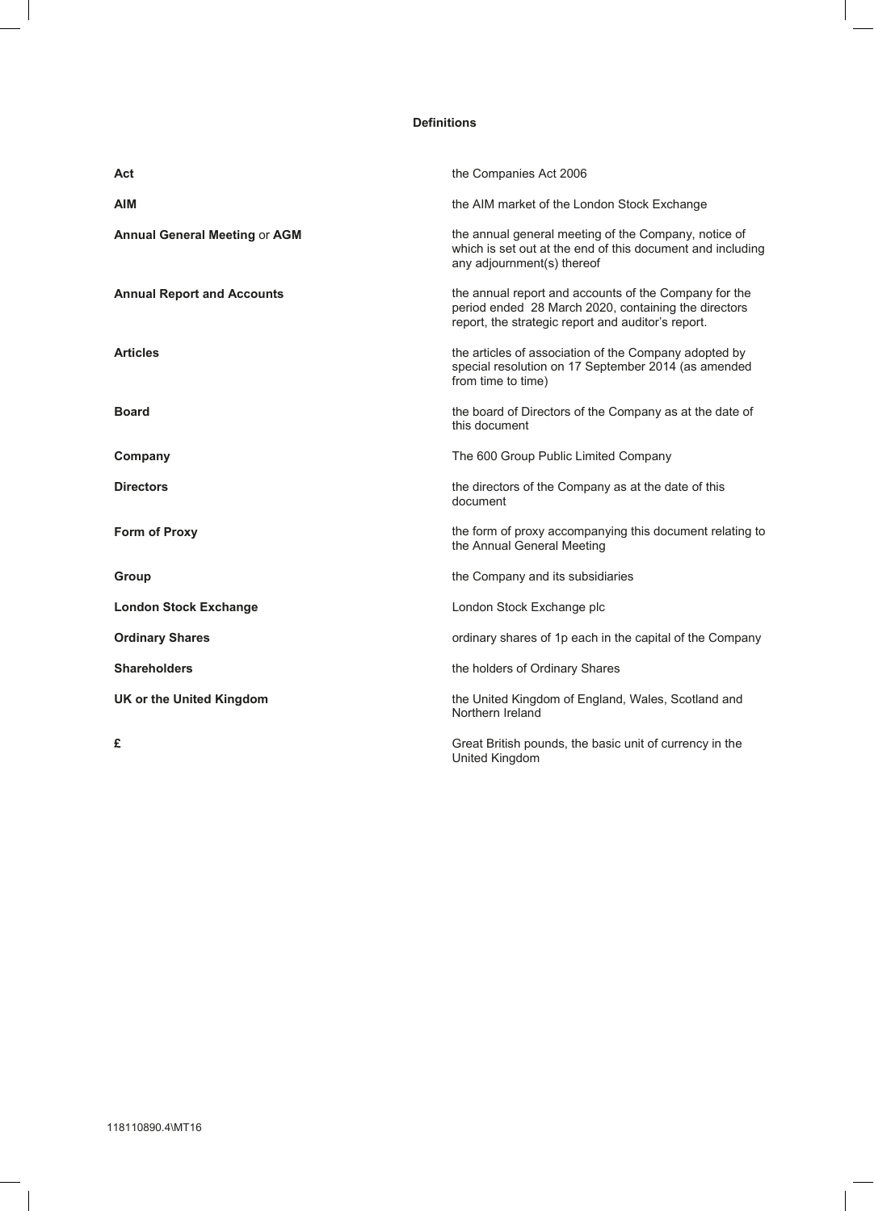## Definitions

| | |
|---|---|
| **Act** | the Companies Act 2006 |
| **AIM** | the AIM market of the London Stock Exchange |
| **Annual General Meeting** or **AGM** | the annual general meeting of the Company, notice of which is set out at the end of this document and including any adjournment(s) thereof |
| **Annual Report and Accounts** | the annual report and accounts of the Company for the period ended 28 March 2020, containing the directors report, the strategic report and auditor's report. |
| **Articles** | the articles of association of the Company adopted by special resolution on 17 September 2014 (as amended from time to time) |
| **Board** | the board of Directors of the Company as at the date of this document |
| **Company** | The 600 Group Public Limited Company |
| **Directors** | the directors of the Company as at the date of this document |
| **Form of Proxy** | the form of proxy accompanying this document relating to the Annual General Meeting |
| **Group** | the Company and its subsidiaries |
| **London Stock Exchange** | London Stock Exchange plc |
| **Ordinary Shares** | ordinary shares of 1p each in the capital of the Company |
| **Shareholders** | the holders of Ordinary Shares |
| **UK or the United Kingdom** | the United Kingdom of England, Wales, Scotland and Northern Ireland |
| **£** | Great British pounds, the basic unit of currency in the United Kingdom |

118110890.4\MT16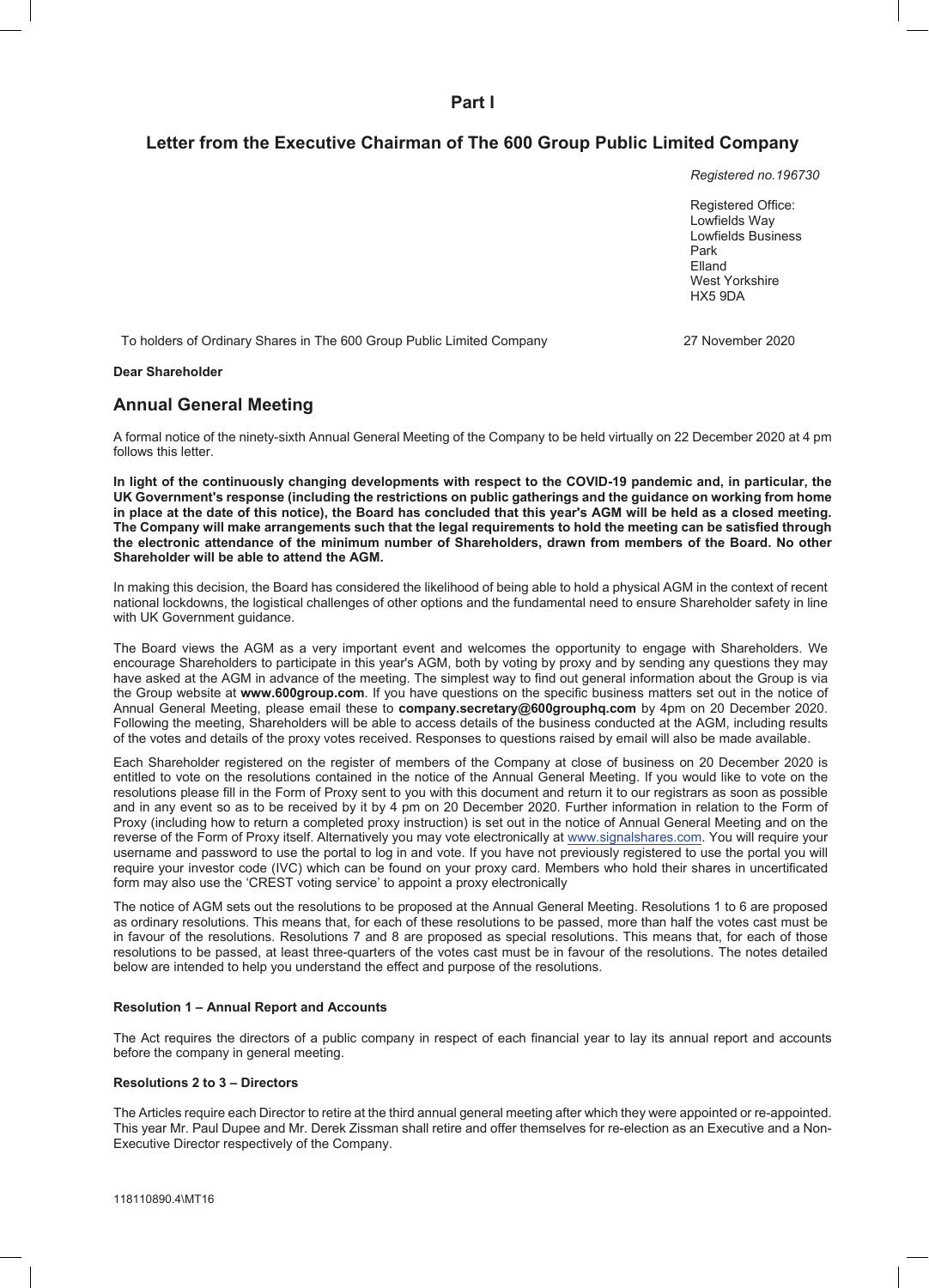# Part I

## Letter from the Executive Chairman of The 600 Group Public Limited Company

*Registered no.196730*

Registered Office:
Lowfields Way
Lowfields Business Park
Elland
West Yorkshire
HX5 9DA

To holders of Ordinary Shares in The 600 Group Public Limited Company

27 November 2020

**Dear Shareholder**

## Annual General Meeting

A formal notice of the ninety-sixth Annual General Meeting of the Company to be held virtually on 22 December 2020 at 4 pm follows this letter.

**In light of the continuously changing developments with respect to the COVID-19 pandemic and, in particular, the UK Government's response (including the restrictions on public gatherings and the guidance on working from home in place at the date of this notice), the Board has concluded that this year's AGM will be held as a closed meeting. The Company will make arrangements such that the legal requirements to hold the meeting can be satisfied through the electronic attendance of the minimum number of Shareholders, drawn from members of the Board. No other Shareholder will be able to attend the AGM.**

In making this decision, the Board has considered the likelihood of being able to hold a physical AGM in the context of recent national lockdowns, the logistical challenges of other options and the fundamental need to ensure Shareholder safety in line with UK Government guidance.

The Board views the AGM as a very important event and welcomes the opportunity to engage with Shareholders. We encourage Shareholders to participate in this year's AGM, both by voting by proxy and by sending any questions they may have asked at the AGM in advance of the meeting. The simplest way to find out general information about the Group is via the Group website at **www.600group.com**. If you have questions on the specific business matters set out in the notice of Annual General Meeting, please email these to **company.secretary@600grouphq.com** by 4pm on 20 December 2020. Following the meeting, Shareholders will be able to access details of the business conducted at the AGM, including results of the votes and details of the proxy votes received. Responses to questions raised by email will also be made available.

Each Shareholder registered on the register of members of the Company at close of business on 20 December 2020 is entitled to vote on the resolutions contained in the notice of the Annual General Meeting. If you would like to vote on the resolutions please fill in the Form of Proxy sent to you with this document and return it to our registrars as soon as possible and in any event so as to be received by it by 4 pm on 20 December 2020. Further information in relation to the Form of Proxy (including how to return a completed proxy instruction) is set out in the notice of Annual General Meeting and on the reverse of the Form of Proxy itself. Alternatively you may vote electronically at www.signalshares.com. You will require your username and password to use the portal to log in and vote. If you have not previously registered to use the portal you will require your investor code (IVC) which can be found on your proxy card. Members who hold their shares in uncertificated form may also use the 'CREST voting service' to appoint a proxy electronically

The notice of AGM sets out the resolutions to be proposed at the Annual General Meeting. Resolutions 1 to 6 are proposed as ordinary resolutions. This means that, for each of these resolutions to be passed, more than half the votes cast must be in favour of the resolutions. Resolutions 7 and 8 are proposed as special resolutions. This means that, for each of those resolutions to be passed, at least three-quarters of the votes cast must be in favour of the resolutions. The notes detailed below are intended to help you understand the effect and purpose of the resolutions.

**Resolution 1 – Annual Report and Accounts**

The Act requires the directors of a public company in respect of each financial year to lay its annual report and accounts before the company in general meeting.

**Resolutions 2 to 3 – Directors**

The Articles require each Director to retire at the third annual general meeting after which they were appointed or re-appointed. This year Mr. Paul Dupee and Mr. Derek Zissman shall retire and offer themselves for re-election as an Executive and a Non-Executive Director respectively of the Company.

118110890.4\MT16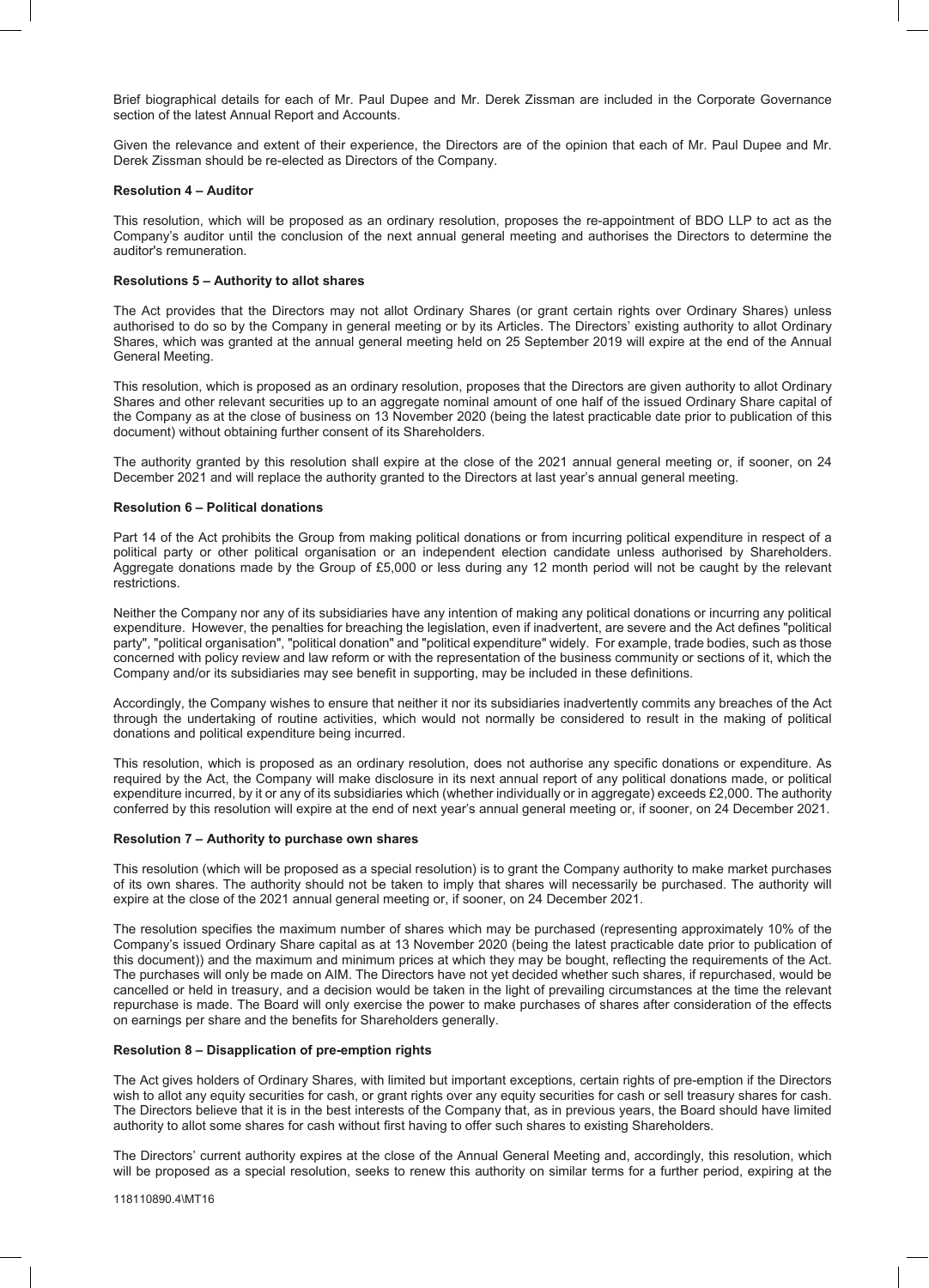Brief biographical details for each of Mr. Paul Dupee and Mr. Derek Zissman are included in the Corporate Governance section of the latest Annual Report and Accounts.

Given the relevance and extent of their experience, the Directors are of the opinion that each of Mr. Paul Dupee and Mr. Derek Zissman should be re-elected as Directors of the Company.

**Resolution 4 – Auditor**

This resolution, which will be proposed as an ordinary resolution, proposes the re-appointment of BDO LLP to act as the Company's auditor until the conclusion of the next annual general meeting and authorises the Directors to determine the auditor's remuneration.

**Resolutions 5 – Authority to allot shares**

The Act provides that the Directors may not allot Ordinary Shares (or grant certain rights over Ordinary Shares) unless authorised to do so by the Company in general meeting or by its Articles. The Directors' existing authority to allot Ordinary Shares, which was granted at the annual general meeting held on 25 September 2019 will expire at the end of the Annual General Meeting.

This resolution, which is proposed as an ordinary resolution, proposes that the Directors are given authority to allot Ordinary Shares and other relevant securities up to an aggregate nominal amount of one half of the issued Ordinary Share capital of the Company as at the close of business on 13 November 2020 (being the latest practicable date prior to publication of this document) without obtaining further consent of its Shareholders.

The authority granted by this resolution shall expire at the close of the 2021 annual general meeting or, if sooner, on 24 December 2021 and will replace the authority granted to the Directors at last year's annual general meeting.

**Resolution 6 – Political donations**

Part 14 of the Act prohibits the Group from making political donations or from incurring political expenditure in respect of a political party or other political organisation or an independent election candidate unless authorised by Shareholders. Aggregate donations made by the Group of £5,000 or less during any 12 month period will not be caught by the relevant restrictions.

Neither the Company nor any of its subsidiaries have any intention of making any political donations or incurring any political expenditure. However, the penalties for breaching the legislation, even if inadvertent, are severe and the Act defines "political party", "political organisation", "political donation" and "political expenditure" widely. For example, trade bodies, such as those concerned with policy review and law reform or with the representation of the business community or sections of it, which the Company and/or its subsidiaries may see benefit in supporting, may be included in these definitions.

Accordingly, the Company wishes to ensure that neither it nor its subsidiaries inadvertently commits any breaches of the Act through the undertaking of routine activities, which would not normally be considered to result in the making of political donations and political expenditure being incurred.

This resolution, which is proposed as an ordinary resolution, does not authorise any specific donations or expenditure. As required by the Act, the Company will make disclosure in its next annual report of any political donations made, or political expenditure incurred, by it or any of its subsidiaries which (whether individually or in aggregate) exceeds £2,000. The authority conferred by this resolution will expire at the end of next year's annual general meeting or, if sooner, on 24 December 2021.

**Resolution 7 – Authority to purchase own shares**

This resolution (which will be proposed as a special resolution) is to grant the Company authority to make market purchases of its own shares. The authority should not be taken to imply that shares will necessarily be purchased. The authority will expire at the close of the 2021 annual general meeting or, if sooner, on 24 December 2021.

The resolution specifies the maximum number of shares which may be purchased (representing approximately 10% of the Company's issued Ordinary Share capital as at 13 November 2020 (being the latest practicable date prior to publication of this document)) and the maximum and minimum prices at which they may be bought, reflecting the requirements of the Act. The purchases will only be made on AIM. The Directors have not yet decided whether such shares, if repurchased, would be cancelled or held in treasury, and a decision would be taken in the light of prevailing circumstances at the time the relevant repurchase is made. The Board will only exercise the power to make purchases of shares after consideration of the effects on earnings per share and the benefits for Shareholders generally.

**Resolution 8 – Disapplication of pre-emption rights**

The Act gives holders of Ordinary Shares, with limited but important exceptions, certain rights of pre-emption if the Directors wish to allot any equity securities for cash, or grant rights over any equity securities for cash or sell treasury shares for cash. The Directors believe that it is in the best interests of the Company that, as in previous years, the Board should have limited authority to allot some shares for cash without first having to offer such shares to existing Shareholders.

The Directors' current authority expires at the close of the Annual General Meeting and, accordingly, this resolution, which will be proposed as a special resolution, seeks to renew this authority on similar terms for a further period, expiring at the

118110890.4\MT16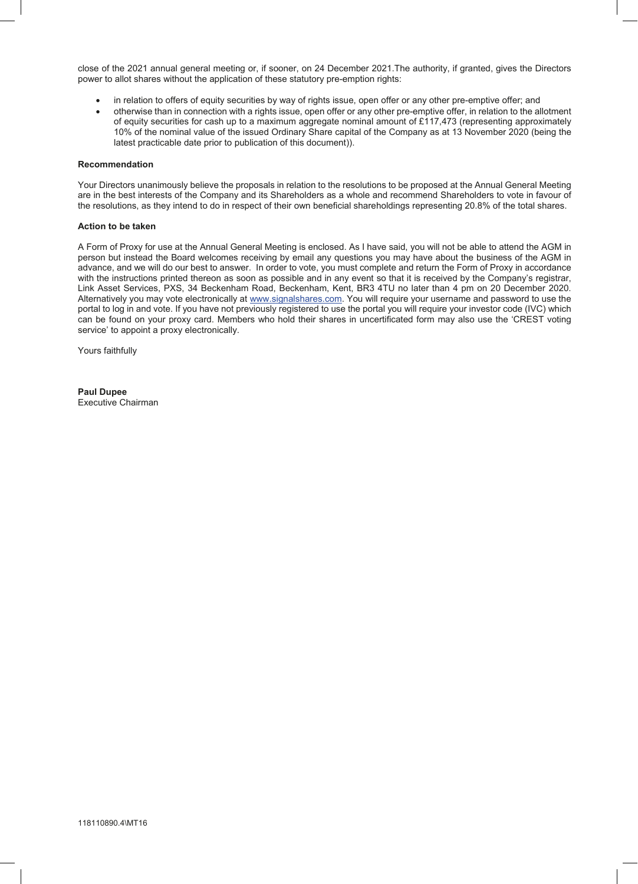close of the 2021 annual general meeting or, if sooner, on 24 December 2021.The authority, if granted, gives the Directors power to allot shares without the application of these statutory pre-emption rights:

- in relation to offers of equity securities by way of rights issue, open offer or any other pre-emptive offer; and
- otherwise than in connection with a rights issue, open offer or any other pre-emptive offer, in relation to the allotment of equity securities for cash up to a maximum aggregate nominal amount of £117,473 (representing approximately 10% of the nominal value of the issued Ordinary Share capital of the Company as at 13 November 2020 (being the latest practicable date prior to publication of this document)).

**Recommendation**

Your Directors unanimously believe the proposals in relation to the resolutions to be proposed at the Annual General Meeting are in the best interests of the Company and its Shareholders as a whole and recommend Shareholders to vote in favour of the resolutions, as they intend to do in respect of their own beneficial shareholdings representing 20.8% of the total shares.

**Action to be taken**

A Form of Proxy for use at the Annual General Meeting is enclosed. As I have said, you will not be able to attend the AGM in person but instead the Board welcomes receiving by email any questions you may have about the business of the AGM in advance, and we will do our best to answer. In order to vote, you must complete and return the Form of Proxy in accordance with the instructions printed thereon as soon as possible and in any event so that it is received by the Company's registrar, Link Asset Services, PXS, 34 Beckenham Road, Beckenham, Kent, BR3 4TU no later than 4 pm on 20 December 2020. Alternatively you may vote electronically at www.signalshares.com. You will require your username and password to use the portal to log in and vote. If you have not previously registered to use the portal you will require your investor code (IVC) which can be found on your proxy card. Members who hold their shares in uncertificated form may also use the 'CREST voting service' to appoint a proxy electronically.

Yours faithfully

**Paul Dupee**
Executive Chairman

118110890.4\MT16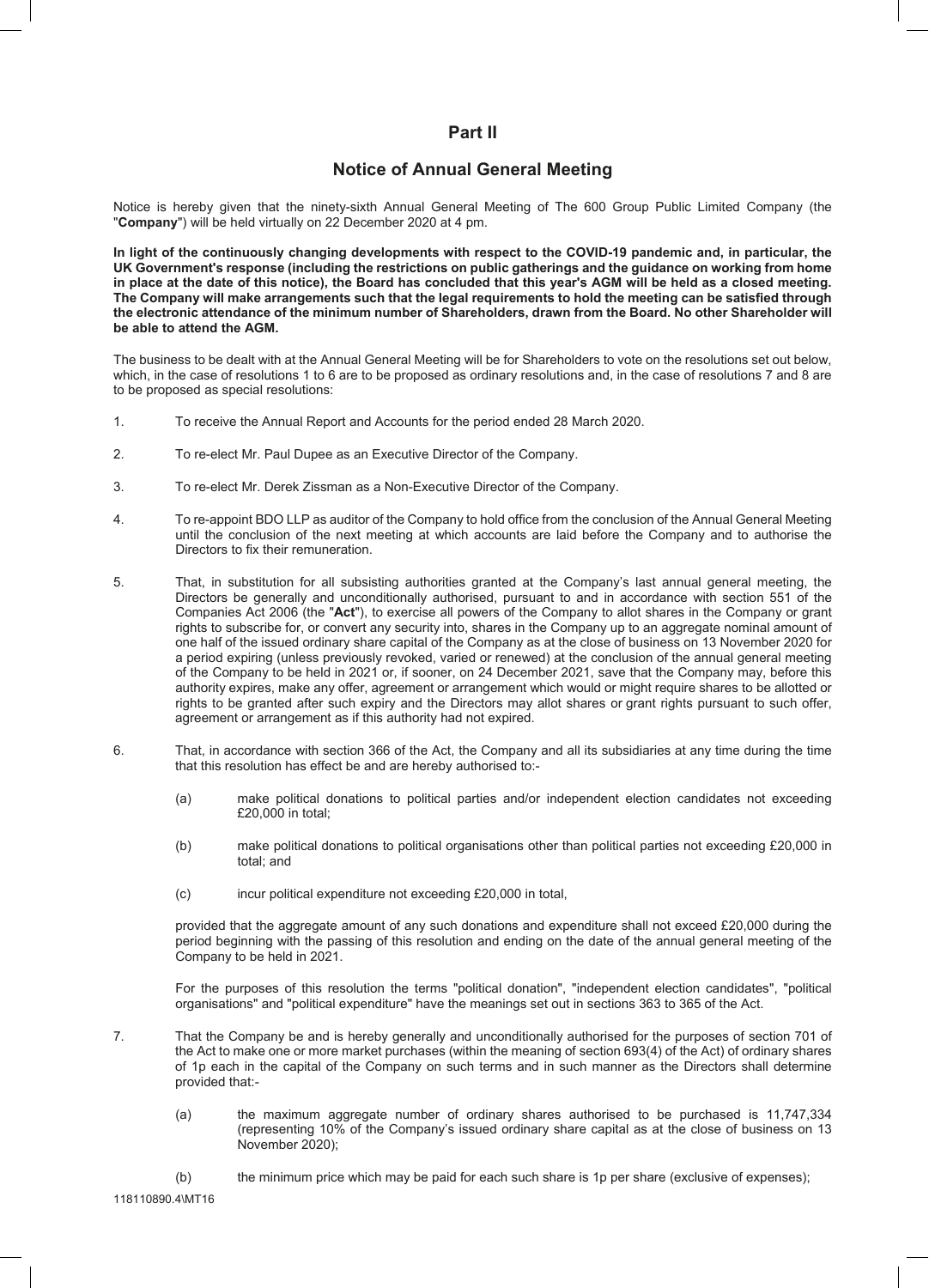## Part II

## Notice of Annual General Meeting

Notice is hereby given that the ninety-sixth Annual General Meeting of The 600 Group Public Limited Company (the "**Company**") will be held virtually on 22 December 2020 at 4 pm.

**In light of the continuously changing developments with respect to the COVID-19 pandemic and, in particular, the UK Government's response (including the restrictions on public gatherings and the guidance on working from home in place at the date of this notice), the Board has concluded that this year's AGM will be held as a closed meeting. The Company will make arrangements such that the legal requirements to hold the meeting can be satisfied through the electronic attendance of the minimum number of Shareholders, drawn from the Board. No other Shareholder will be able to attend the AGM.**

The business to be dealt with at the Annual General Meeting will be for Shareholders to vote on the resolutions set out below, which, in the case of resolutions 1 to 6 are to be proposed as ordinary resolutions and, in the case of resolutions 7 and 8 are to be proposed as special resolutions:

1. To receive the Annual Report and Accounts for the period ended 28 March 2020.

2. To re-elect Mr. Paul Dupee as an Executive Director of the Company.

3. To re-elect Mr. Derek Zissman as a Non-Executive Director of the Company.

4. To re-appoint BDO LLP as auditor of the Company to hold office from the conclusion of the Annual General Meeting until the conclusion of the next meeting at which accounts are laid before the Company and to authorise the Directors to fix their remuneration.

5. That, in substitution for all subsisting authorities granted at the Company's last annual general meeting, the Directors be generally and unconditionally authorised, pursuant to and in accordance with section 551 of the Companies Act 2006 (the "**Act**"), to exercise all powers of the Company to allot shares in the Company or grant rights to subscribe for, or convert any security into, shares in the Company up to an aggregate nominal amount of one half of the issued ordinary share capital of the Company as at the close of business on 13 November 2020 for a period expiring (unless previously revoked, varied or renewed) at the conclusion of the annual general meeting of the Company to be held in 2021 or, if sooner, on 24 December 2021, save that the Company may, before this authority expires, make any offer, agreement or arrangement which would or might require shares to be allotted or rights to be granted after such expiry and the Directors may allot shares or grant rights pursuant to such offer, agreement or arrangement as if this authority had not expired.

6. That, in accordance with section 366 of the Act, the Company and all its subsidiaries at any time during the time that this resolution has effect be and are hereby authorised to:-

   (a) make political donations to political parties and/or independent election candidates not exceeding £20,000 in total;

   (b) make political donations to political organisations other than political parties not exceeding £20,000 in total; and

   (c) incur political expenditure not exceeding £20,000 in total,

   provided that the aggregate amount of any such donations and expenditure shall not exceed £20,000 during the period beginning with the passing of this resolution and ending on the date of the annual general meeting of the Company to be held in 2021.

   For the purposes of this resolution the terms "political donation", "independent election candidates", "political organisations" and "political expenditure" have the meanings set out in sections 363 to 365 of the Act.

7. That the Company be and is hereby generally and unconditionally authorised for the purposes of section 701 of the Act to make one or more market purchases (within the meaning of section 693(4) of the Act) of ordinary shares of 1p each in the capital of the Company on such terms and in such manner as the Directors shall determine provided that:-

   (a) the maximum aggregate number of ordinary shares authorised to be purchased is 11,747,334 (representing 10% of the Company's issued ordinary share capital as at the close of business on 13 November 2020);

   (b) the minimum price which may be paid for each such share is 1p per share (exclusive of expenses);

118110890.4\MT16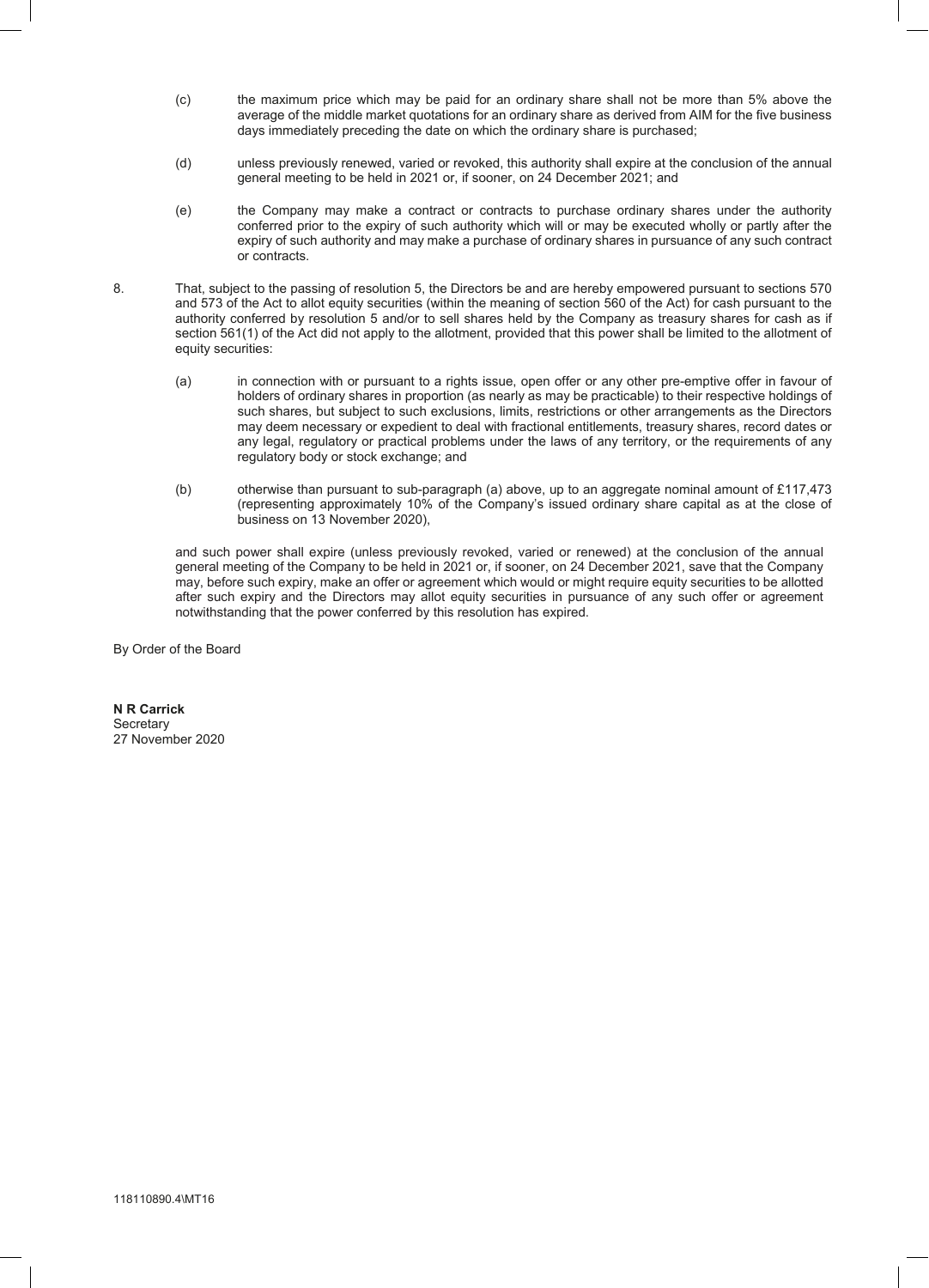(c) the maximum price which may be paid for an ordinary share shall not be more than 5% above the average of the middle market quotations for an ordinary share as derived from AIM for the five business days immediately preceding the date on which the ordinary share is purchased;

(d) unless previously renewed, varied or revoked, this authority shall expire at the conclusion of the annual general meeting to be held in 2021 or, if sooner, on 24 December 2021; and

(e) the Company may make a contract or contracts to purchase ordinary shares under the authority conferred prior to the expiry of such authority which will or may be executed wholly or partly after the expiry of such authority and may make a purchase of ordinary shares in pursuance of any such contract or contracts.

8. That, subject to the passing of resolution 5, the Directors be and are hereby empowered pursuant to sections 570 and 573 of the Act to allot equity securities (within the meaning of section 560 of the Act) for cash pursuant to the authority conferred by resolution 5 and/or to sell shares held by the Company as treasury shares for cash as if section 561(1) of the Act did not apply to the allotment, provided that this power shall be limited to the allotment of equity securities:

(a) in connection with or pursuant to a rights issue, open offer or any other pre-emptive offer in favour of holders of ordinary shares in proportion (as nearly as may be practicable) to their respective holdings of such shares, but subject to such exclusions, limits, restrictions or other arrangements as the Directors may deem necessary or expedient to deal with fractional entitlements, treasury shares, record dates or any legal, regulatory or practical problems under the laws of any territory, or the requirements of any regulatory body or stock exchange; and

(b) otherwise than pursuant to sub-paragraph (a) above, up to an aggregate nominal amount of £117,473 (representing approximately 10% of the Company's issued ordinary share capital as at the close of business on 13 November 2020),

and such power shall expire (unless previously revoked, varied or renewed) at the conclusion of the annual general meeting of the Company to be held in 2021 or, if sooner, on 24 December 2021, save that the Company may, before such expiry, make an offer or agreement which would or might require equity securities to be allotted after such expiry and the Directors may allot equity securities in pursuance of any such offer or agreement notwithstanding that the power conferred by this resolution has expired.

By Order of the Board

**N R Carrick**
Secretary
27 November 2020

118110890.4\MT16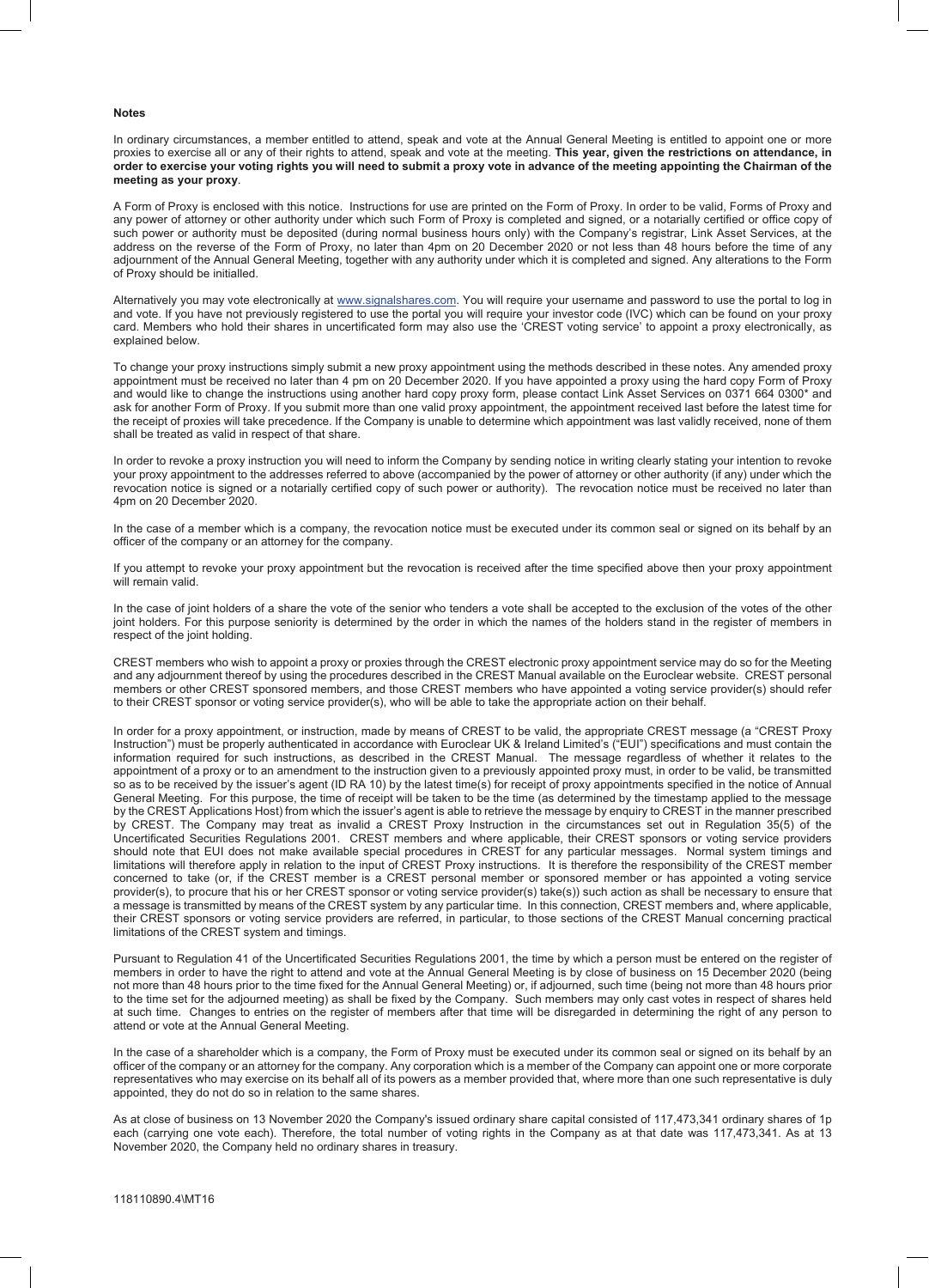**Notes**

In ordinary circumstances, a member entitled to attend, speak and vote at the Annual General Meeting is entitled to appoint one or more proxies to exercise all or any of their rights to attend, speak and vote at the meeting. **This year, given the restrictions on attendance, in order to exercise your voting rights you will need to submit a proxy vote in advance of the meeting appointing the Chairman of the meeting as your proxy**.

A Form of Proxy is enclosed with this notice. Instructions for use are printed on the Form of Proxy. In order to be valid, Forms of Proxy and any power of attorney or other authority under which such Form of Proxy is completed and signed, or a notarially certified or office copy of such power or authority must be deposited (during normal business hours only) with the Company's registrar, Link Asset Services, at the address on the reverse of the Form of Proxy, no later than 4pm on 20 December 2020 or not less than 48 hours before the time of any adjournment of the Annual General Meeting, together with any authority under which it is completed and signed. Any alterations to the Form of Proxy should be initialled.

Alternatively you may vote electronically at www.signalshares.com. You will require your username and password to use the portal to log in and vote. If you have not previously registered to use the portal you will require your investor code (IVC) which can be found on your proxy card. Members who hold their shares in uncertificated form may also use the 'CREST voting service' to appoint a proxy electronically, as explained below.

To change your proxy instructions simply submit a new proxy appointment using the methods described in these notes. Any amended proxy appointment must be received no later than 4 pm on 20 December 2020. If you have appointed a proxy using the hard copy Form of Proxy and would like to change the instructions using another hard copy proxy form, please contact Link Asset Services on 0371 664 0300* and ask for another Form of Proxy. If you submit more than one valid proxy appointment, the appointment received last before the latest time for the receipt of proxies will take precedence. If the Company is unable to determine which appointment was last validly received, none of them shall be treated as valid in respect of that share.

In order to revoke a proxy instruction you will need to inform the Company by sending notice in writing clearly stating your intention to revoke your proxy appointment to the addresses referred to above (accompanied by the power of attorney or other authority (if any) under which the revocation notice is signed or a notarially certified copy of such power or authority). The revocation notice must be received no later than 4pm on 20 December 2020.

In the case of a member which is a company, the revocation notice must be executed under its common seal or signed on its behalf by an officer of the company or an attorney for the company.

If you attempt to revoke your proxy appointment but the revocation is received after the time specified above then your proxy appointment will remain valid.

In the case of joint holders of a share the vote of the senior who tenders a vote shall be accepted to the exclusion of the votes of the other joint holders. For this purpose seniority is determined by the order in which the names of the holders stand in the register of members in respect of the joint holding.

CREST members who wish to appoint a proxy or proxies through the CREST electronic proxy appointment service may do so for the Meeting and any adjournment thereof by using the procedures described in the CREST Manual available on the Euroclear website. CREST personal members or other CREST sponsored members, and those CREST members who have appointed a voting service provider(s) should refer to their CREST sponsor or voting service provider(s), who will be able to take the appropriate action on their behalf.

In order for a proxy appointment, or instruction, made by means of CREST to be valid, the appropriate CREST message (a "CREST Proxy Instruction") must be properly authenticated in accordance with Euroclear UK & Ireland Limited's ("EUI") specifications and must contain the information required for such instructions, as described in the CREST Manual. The message regardless of whether it relates to the appointment of a proxy or to an amendment to the instruction given to a previously appointed proxy must, in order to be valid, be transmitted so as to be received by the issuer's agent (ID RA 10) by the latest time(s) for receipt of proxy appointments specified in the notice of Annual General Meeting. For this purpose, the time of receipt will be taken to be the time (as determined by the timestamp applied to the message by the CREST Applications Host) from which the issuer's agent is able to retrieve the message by enquiry to CREST in the manner prescribed by CREST. The Company may treat as invalid a CREST Proxy Instruction in the circumstances set out in Regulation 35(5) of the Uncertificated Securities Regulations 2001. CREST members and where applicable, their CREST sponsors or voting service providers should note that EUI does not make available special procedures in CREST for any particular messages. Normal system timings and limitations will therefore apply in relation to the input of CREST Proxy instructions. It is therefore the responsibility of the CREST member concerned to take (or, if the CREST member is a CREST personal member or sponsored member or has appointed a voting service provider(s), to procure that his or her CREST sponsor or voting service provider(s) take(s)) such action as shall be necessary to ensure that a message is transmitted by means of the CREST system by any particular time. In this connection, CREST members and, where applicable, their CREST sponsors or voting service providers are referred, in particular, to those sections of the CREST Manual concerning practical limitations of the CREST system and timings.

Pursuant to Regulation 41 of the Uncertificated Securities Regulations 2001, the time by which a person must be entered on the register of members in order to have the right to attend and vote at the Annual General Meeting is by close of business on 15 December 2020 (being not more than 48 hours prior to the time fixed for the Annual General Meeting) or, if adjourned, such time (being not more than 48 hours prior to the time set for the adjourned meeting) as shall be fixed by the Company. Such members may only cast votes in respect of shares held at such time. Changes to entries on the register of members after that time will be disregarded in determining the right of any person to attend or vote at the Annual General Meeting.

In the case of a shareholder which is a company, the Form of Proxy must be executed under its common seal or signed on its behalf by an officer of the company or an attorney for the company. Any corporation which is a member of the Company can appoint one or more corporate representatives who may exercise on its behalf all of its powers as a member provided that, where more than one such representative is duly appointed, they do not do so in relation to the same shares.

As at close of business on 13 November 2020 the Company's issued ordinary share capital consisted of 117,473,341 ordinary shares of 1p each (carrying one vote each). Therefore, the total number of voting rights in the Company as at that date was 117,473,341. As at 13 November 2020, the Company held no ordinary shares in treasury.

118110890.4\MT16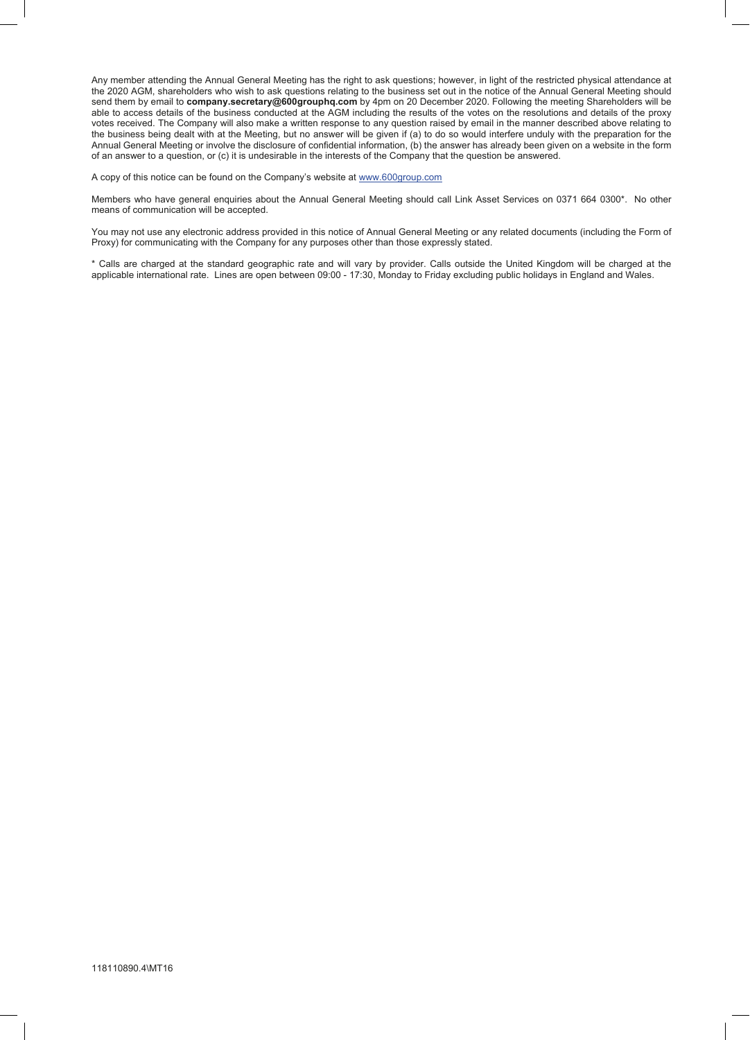Any member attending the Annual General Meeting has the right to ask questions; however, in light of the restricted physical attendance at the 2020 AGM, shareholders who wish to ask questions relating to the business set out in the notice of the Annual General Meeting should send them by email to **company.secretary@600grouphq.com** by 4pm on 20 December 2020. Following the meeting Shareholders will be able to access details of the business conducted at the AGM including the results of the votes on the resolutions and details of the proxy votes received. The Company will also make a written response to any question raised by email in the manner described above relating to the business being dealt with at the Meeting, but no answer will be given if (a) to do so would interfere unduly with the preparation for the Annual General Meeting or involve the disclosure of confidential information, (b) the answer has already been given on a website in the form of an answer to a question, or (c) it is undesirable in the interests of the Company that the question be answered.

A copy of this notice can be found on the Company's website at www.600group.com

Members who have general enquiries about the Annual General Meeting should call Link Asset Services on 0371 664 0300*. No other means of communication will be accepted.

You may not use any electronic address provided in this notice of Annual General Meeting or any related documents (including the Form of Proxy) for communicating with the Company for any purposes other than those expressly stated.

* Calls are charged at the standard geographic rate and will vary by provider. Calls outside the United Kingdom will be charged at the applicable international rate. Lines are open between 09:00 - 17:30, Monday to Friday excluding public holidays in England and Wales.

118110890.4\MT16